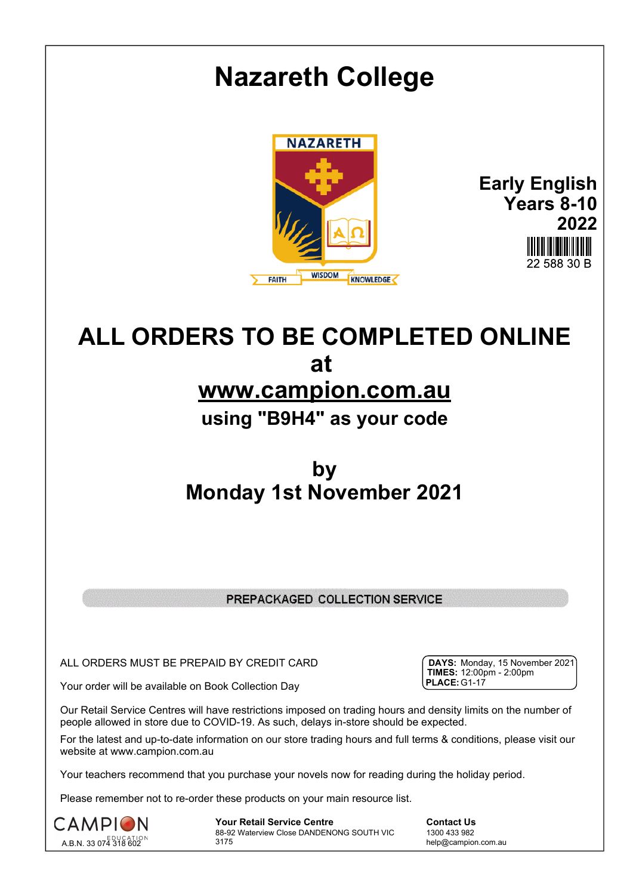# Nazareth College

NAZARETH

FAITH WISDOM KNOWLEDGE

**Early English Years 8-10 2022**

22 588 30 B

# ALL ORDERS TO BE COMPLETED ONLINE at [www.campion.com.au](http://www.campion.com.au)

## using "B9H4" as your code

## by Monday 1st November 2021

**PREPACKAGED COLLECTION SERVICE**

ALL ORDERS MUST BE PREPAID BY CREDIT CARD

Your order will be available on Book Collection Day

**DAYS:** Monday, 15 November 2021
**TIMES:** 12:00pm - 2:00pm
**PLACE:** G1-17

Our Retail Service Centres will have restrictions imposed on trading hours and density limits on the number of people allowed in store due to COVID-19. As such, delays in-store should be expected.

For the latest and up-to-date information on our store trading hours and full terms & conditions, please visit our website at www.campion.com.au

Your teachers recommend that you purchase your novels now for reading during the holiday period.

Please remember not to re-order these products on your main resource list.

CAMPION EDUCATION
A.B.N. 33 074 318 602

**Your Retail Service Centre**
88-92 Waterview Close DANDENONG SOUTH VIC 3175

**Contact Us**
1300 433 982
help@campion.com.au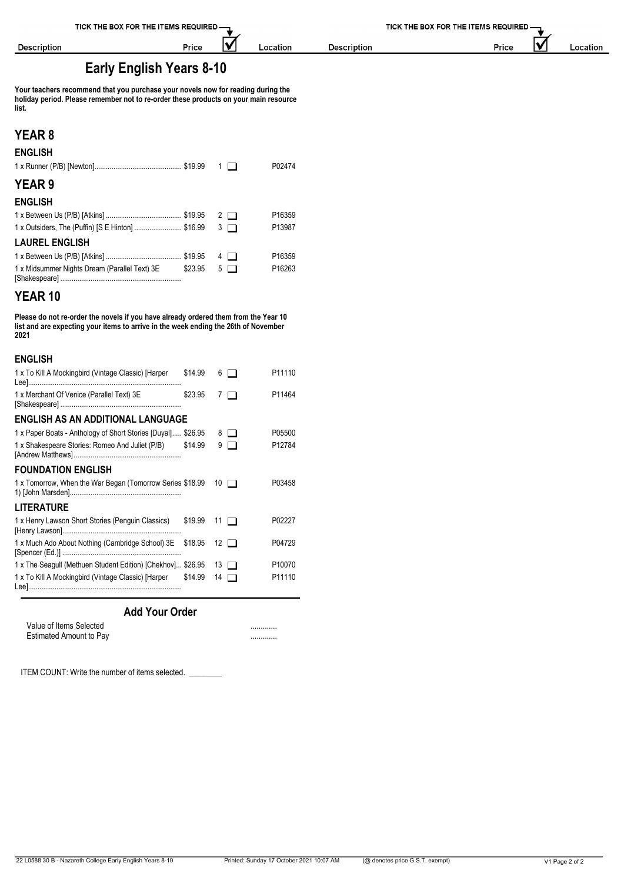# Early English Years 8-10

**Your teachers recommend that you purchase your novels now for reading during the holiday period. Please remember not to re-order these products on your main resource list.**

## YEAR 8

### ENGLISH

| Description | Price | Tick | Location |
|---|---|---|---|
| 1 x Runner (P/B) [Newton] | $19.99 | 1 ☐ | P02474 |

## YEAR 9

### ENGLISH

| Description | Price | Tick | Location |
|---|---|---|---|
| 1 x Between Us (P/B) [Atkins] | $19.95 | 2 ☐ | P16359 |
| 1 x Outsiders, The (Puffin) [S E Hinton] | $16.99 | 3 ☐ | P13987 |

### LAUREL ENGLISH

| Description | Price | Tick | Location |
|---|---|---|---|
| 1 x Between Us (P/B) [Atkins] | $19.95 | 4 ☐ | P16359 |
| 1 x Midsummer Nights Dream (Parallel Text) 3E [Shakespeare] | $23.95 | 5 ☐ | P16263 |

## YEAR 10

**Please do not re-order the novels if you have already ordered them from the Year 10 list and are expecting your items to arrive in the week ending the 26th of November 2021**

### ENGLISH

| Description | Price | Tick | Location |
|---|---|---|---|
| 1 x To Kill A Mockingbird (Vintage Classic) [Harper Lee] | $14.99 | 6 ☐ | P11110 |
| 1 x Merchant Of Venice (Parallel Text) 3E [Shakespeare] | $23.95 | 7 ☐ | P11464 |

### ENGLISH AS AN ADDITIONAL LANGUAGE

| Description | Price | Tick | Location |
|---|---|---|---|
| 1 x Paper Boats - Anthology of Short Stories [Duyal] | $26.95 | 8 ☐ | P05500 |
| 1 x Shakespeare Stories: Romeo And Juliet (P/B) [Andrew Matthews] | $14.99 | 9 ☐ | P12784 |

### FOUNDATION ENGLISH

| Description | Price | Tick | Location |
|---|---|---|---|
| 1 x Tomorrow, When the War Began (Tomorrow Series 1) [John Marsden] | $18.99 | 10 ☐ | P03458 |

### LITERATURE

| Description | Price | Tick | Location |
|---|---|---|---|
| 1 x Henry Lawson Short Stories (Penguin Classics) [Henry Lawson] | $19.99 | 11 ☐ | P02227 |
| 1 x Much Ado About Nothing (Cambridge School) 3E [Spencer (Ed.)] | $18.95 | 12 ☐ | P04729 |
| 1 x The Seagull (Methuen Student Edition) [Chekhov] | $26.95 | 13 ☐ | P10070 |
| 1 x To Kill A Mockingbird (Vintage Classic) [Harper Lee] | $14.99 | 14 ☐ | P11110 |

## Add Your Order

Value of Items Selected ............

Estimated Amount to Pay ............

ITEM COUNT: Write the number of items selected. ________